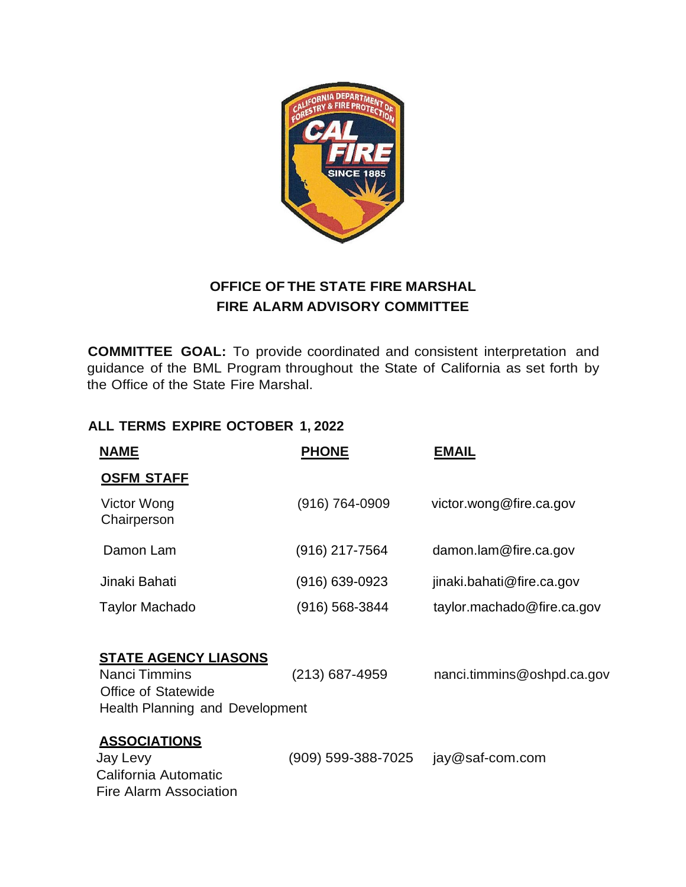# OFFICE OF THE STATE FIRE MARSHAL
# FIRE ALARM ADVISORY COMMITTEE

**COMMITTEE GOAL:** To provide coordinated and consistent interpretation and guidance of the BML Program throughout the State of California as set forth by the Office of the State Fire Marshal.

**ALL TERMS EXPIRE OCTOBER 1, 2022**

| NAME | PHONE | EMAIL |
| --- | --- | --- |
| **OSFM STAFF** | | |
| Victor Wong<br>Chairperson | (916) 764-0909 | victor.wong@fire.ca.gov |
| Damon Lam | (916) 217-7564 | damon.lam@fire.ca.gov |
| Jinaki Bahati | (916) 639-0923 | jinaki.bahati@fire.ca.gov |
| Taylor Machado | (916) 568-3844 | taylor.machado@fire.ca.gov |
| **STATE AGENCY LIASONS** | | |
| Nanci Timmins<br>Office of Statewide<br>Health Planning and Development | (213) 687-4959 | nanci.timmins@oshpd.ca.gov |
| **ASSOCIATIONS** | | |
| Jay Levy<br>California Automatic<br>Fire Alarm Association | (909) 599-388-7025 | jay@saf-com.com |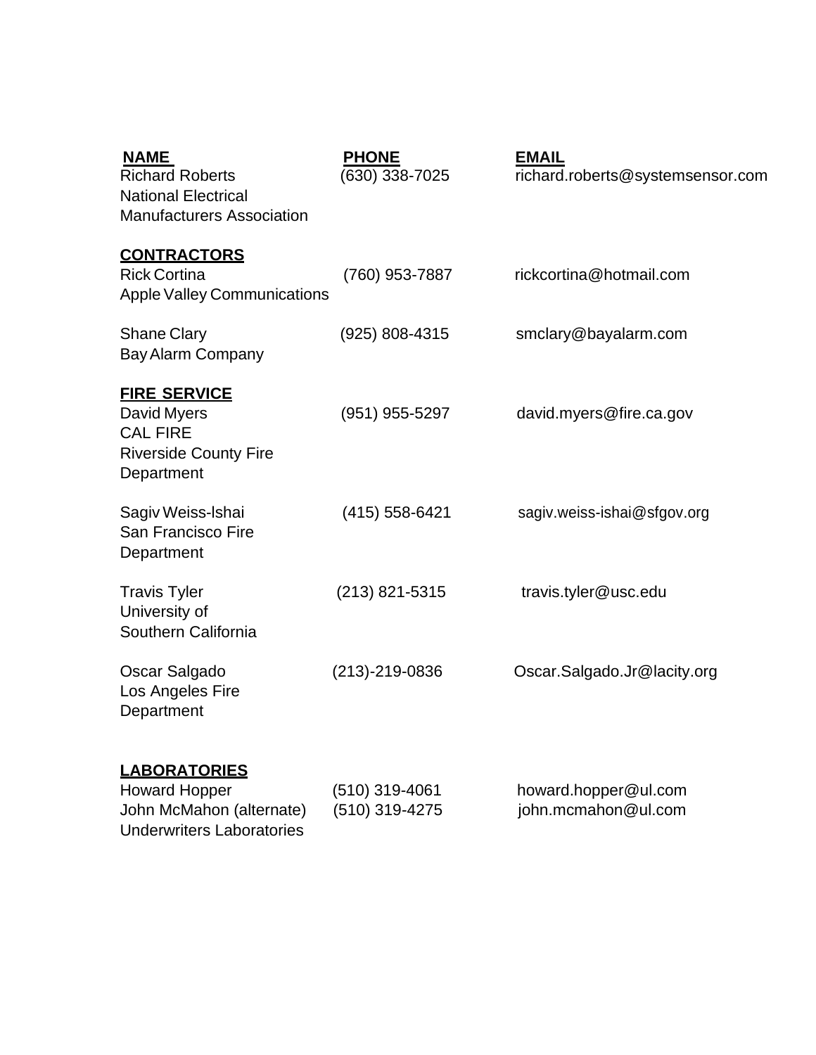| NAME | PHONE | EMAIL |
| --- | --- | --- |
| Richard Roberts<br>National Electrical<br>Manufacturers Association | (630) 338-7025 | richard.roberts@systemsensor.com |
| **CONTRACTORS** | | |
| Rick Cortina<br>Apple Valley Communications | (760) 953-7887 | rickcortina@hotmail.com |
| Shane Clary<br>Bay Alarm Company | (925) 808-4315 | smclary@bayalarm.com |
| **FIRE SERVICE** | | |
| David Myers<br>CAL FIRE<br>Riverside County Fire<br>Department | (951) 955-5297 | david.myers@fire.ca.gov |
| Sagiv Weiss-lshai<br>San Francisco Fire<br>Department | (415) 558-6421 | sagiv.weiss-ishai@sfgov.org |
| Travis Tyler<br>University of<br>Southern California | (213) 821-5315 | travis.tyler@usc.edu |
| Oscar Salgado<br>Los Angeles Fire<br>Department | (213)-219-0836 | Oscar.Salgado.Jr@lacity.org |
| **LABORATORIES** | | |
| Howard Hopper | (510) 319-4061 | howard.hopper@ul.com |
| John McMahon (alternate)<br>Underwriters Laboratories | (510) 319-4275 | john.mcmahon@ul.com |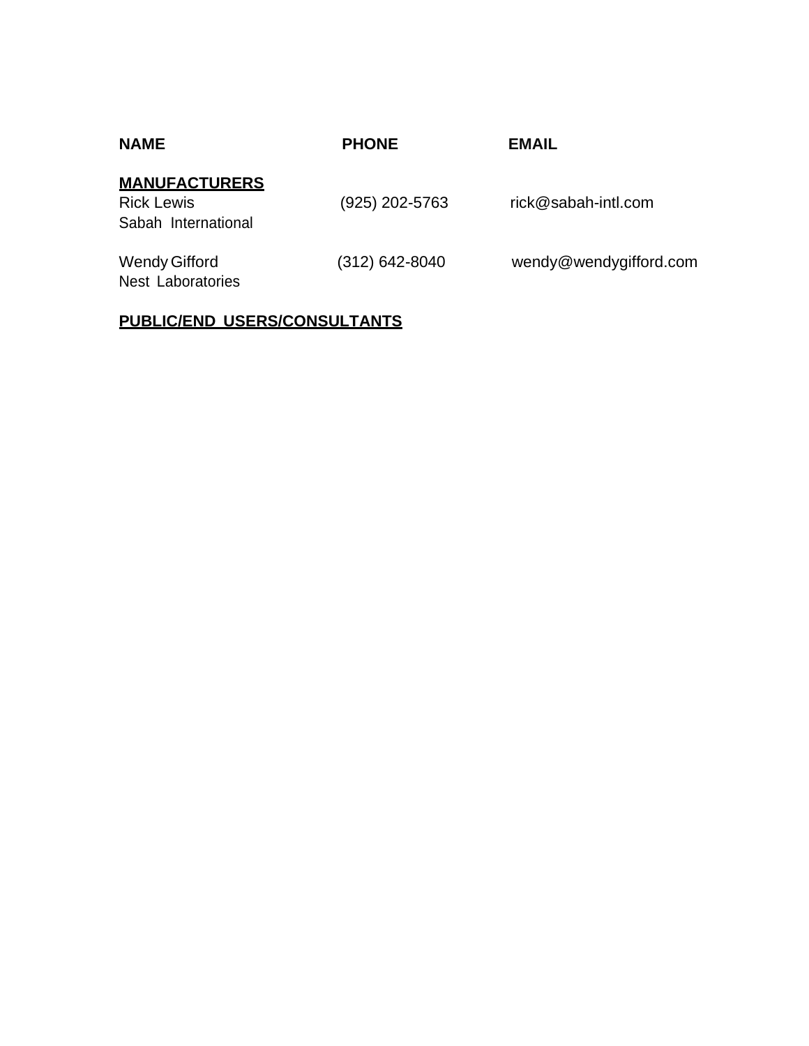| NAME | PHONE | EMAIL |
|---|---|---|
| **MANUFACTURERS** | | |
| Rick Lewis<br>Sabah International | (925) 202-5763 | rick@sabah-intl.com |
| Wendy Gifford<br>Nest Laboratories | (312) 642-8040 | wendy@wendygifford.com |
| **PUBLIC/END USERS/CONSULTANTS** | | |